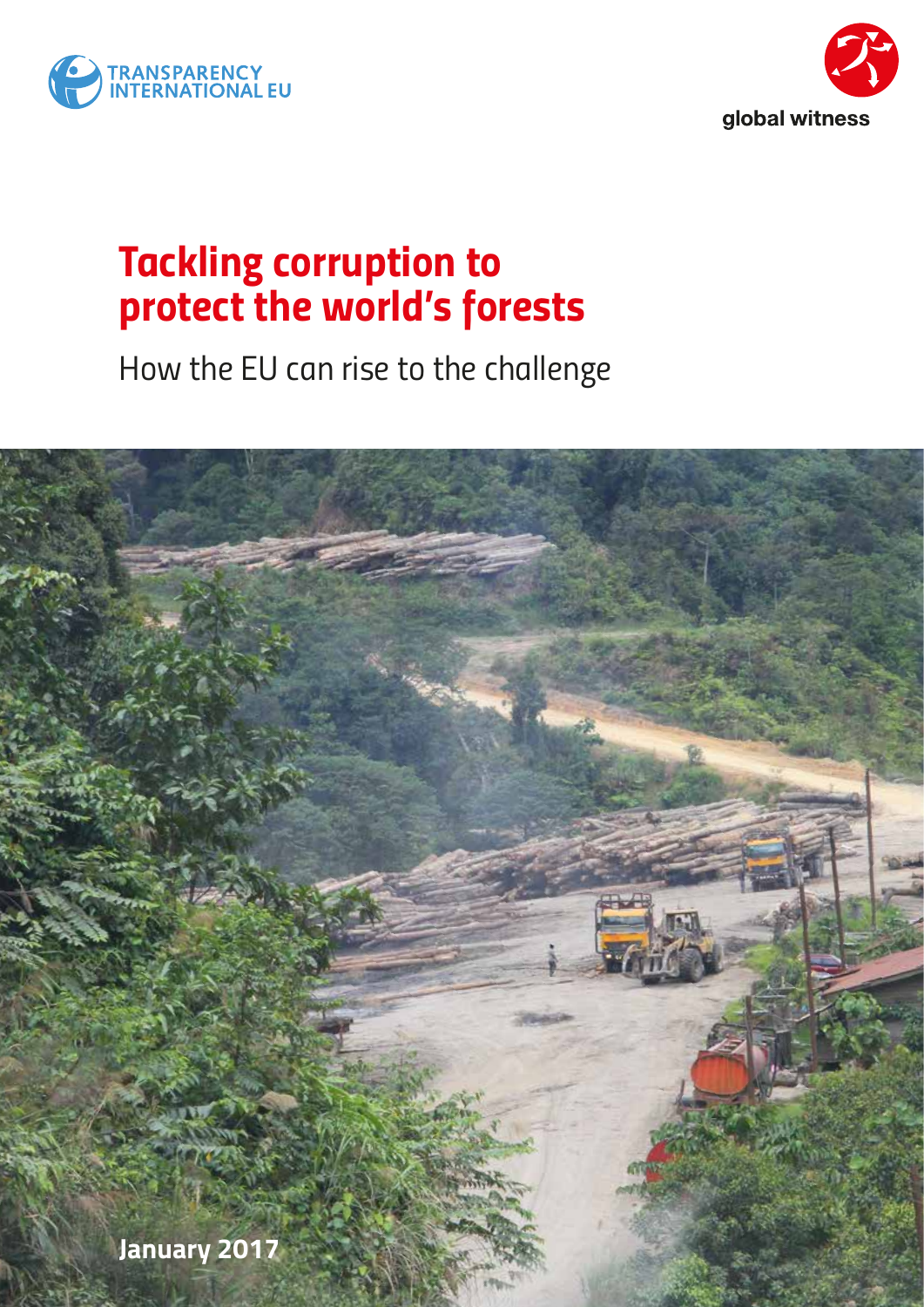TRANSPARENCY INTERNATIONAL EU

global witness

# Tackling corruption to protect the world's forests

## How the EU can rise to the challenge

**January 2017**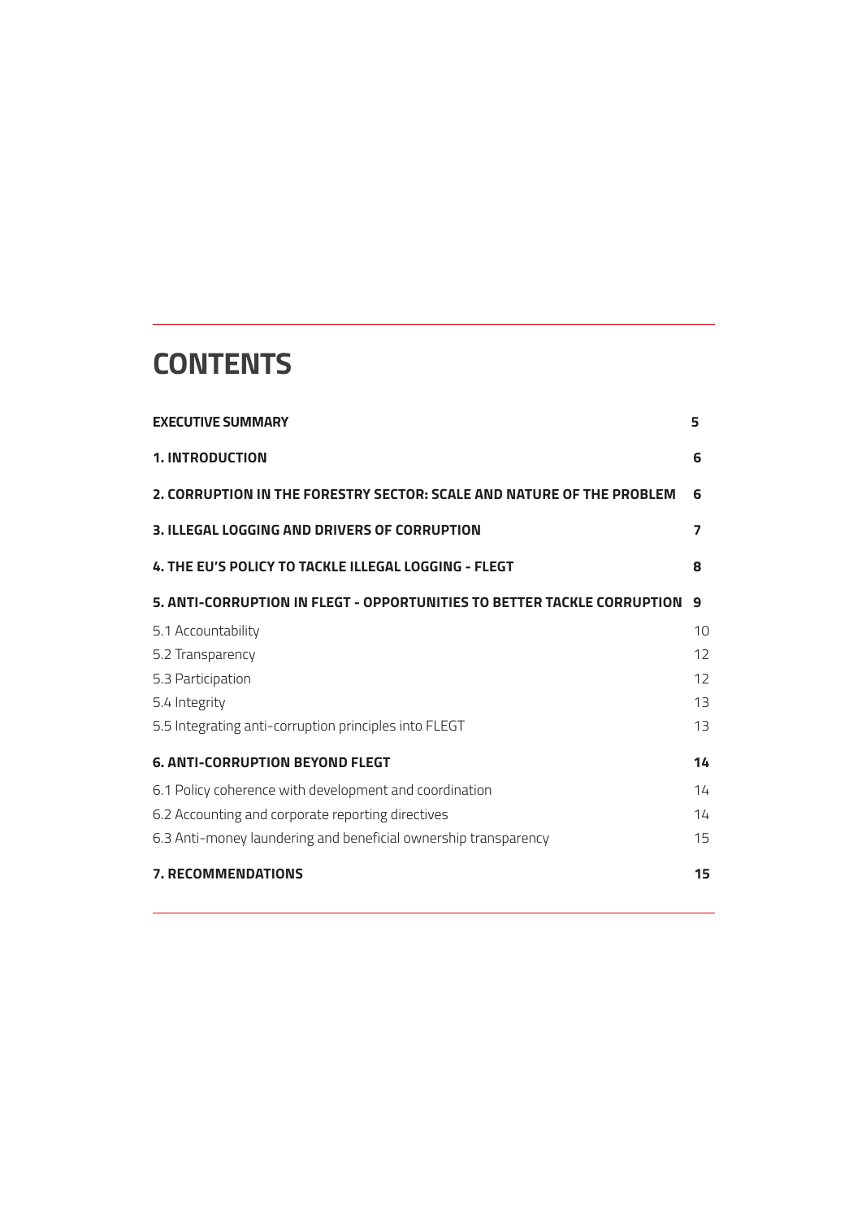# CONTENTS

| | |
|---|---|
| **EXECUTIVE SUMMARY** | **5** |
| **1. INTRODUCTION** | **6** |
| **2. CORRUPTION IN THE FORESTRY SECTOR: SCALE AND NATURE OF THE PROBLEM** | **6** |
| **3. ILLEGAL LOGGING AND DRIVERS OF CORRUPTION** | **7** |
| **4. THE EU'S POLICY TO TACKLE ILLEGAL LOGGING - FLEGT** | **8** |
| **5. ANTI-CORRUPTION IN FLEGT - OPPORTUNITIES TO BETTER TACKLE CORRUPTION** | **9** |
| 5.1 Accountability | 10 |
| 5.2 Transparency | 12 |
| 5.3 Participation | 12 |
| 5.4 Integrity | 13 |
| 5.5 Integrating anti-corruption principles into FLEGT | 13 |
| **6. ANTI-CORRUPTION BEYOND FLEGT** | **14** |
| 6.1 Policy coherence with development and coordination | 14 |
| 6.2 Accounting and corporate reporting directives | 14 |
| 6.3 Anti-money laundering and beneficial ownership transparency | 15 |
| **7. RECOMMENDATIONS** | **15** |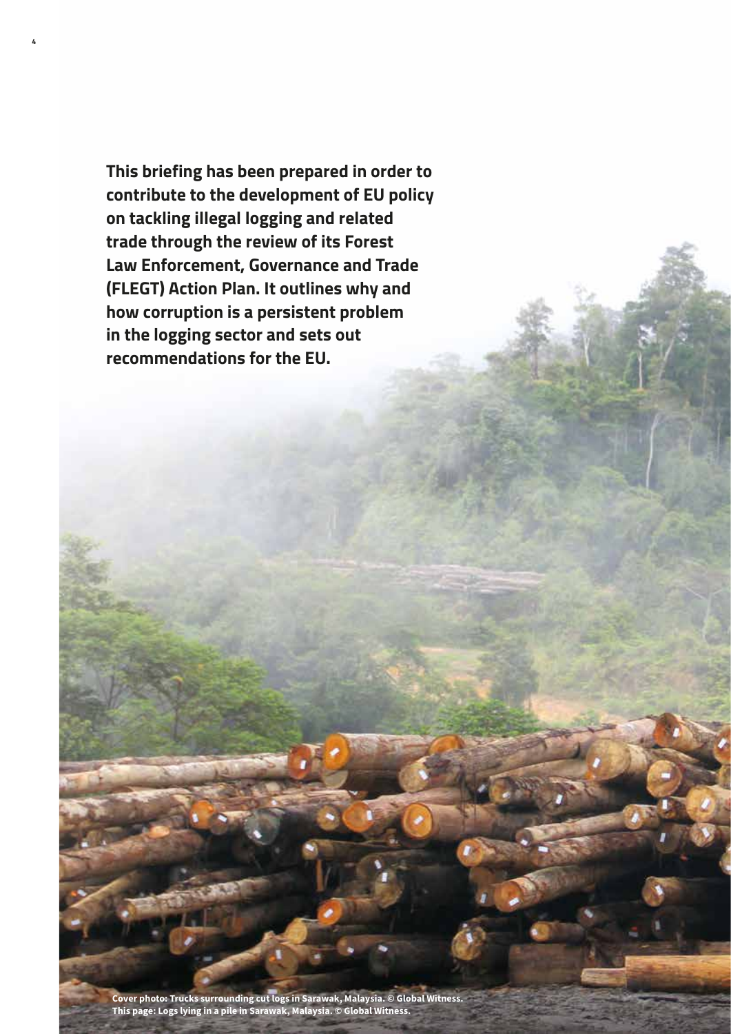**This briefing has been prepared in order to contribute to the development of EU policy on tackling illegal logging and related trade through the review of its Forest Law Enforcement, Governance and Trade (FLEGT) Action Plan. It outlines why and how corruption is a persistent problem in the logging sector and sets out recommendations for the EU.**

**Cover photo: Trucks surrounding cut logs in Sarawak, Malaysia. © Global Witness.**
**This page: Logs lying in a pile in Sarawak, Malaysia. © Global Witness.**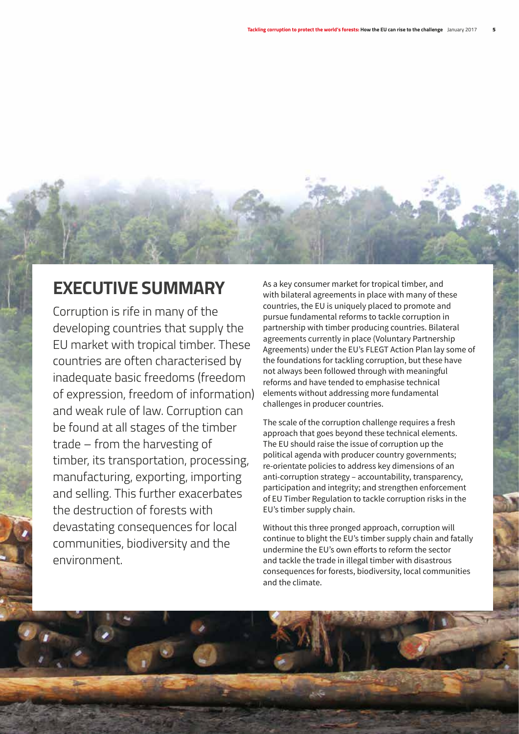# EXECUTIVE SUMMARY

Corruption is rife in many of the developing countries that supply the EU market with tropical timber. These countries are often characterised by inadequate basic freedoms (freedom of expression, freedom of information) and weak rule of law. Corruption can be found at all stages of the timber trade – from the harvesting of timber, its transportation, processing, manufacturing, exporting, importing and selling. This further exacerbates the destruction of forests with devastating consequences for local communities, biodiversity and the environment.

As a key consumer market for tropical timber, and with bilateral agreements in place with many of these countries, the EU is uniquely placed to promote and pursue fundamental reforms to tackle corruption in partnership with timber producing countries. Bilateral agreements currently in place (Voluntary Partnership Agreements) under the EU's FLEGT Action Plan lay some of the foundations for tackling corruption, but these have not always been followed through with meaningful reforms and have tended to emphasise technical elements without addressing more fundamental challenges in producer countries.

The scale of the corruption challenge requires a fresh approach that goes beyond these technical elements. The EU should raise the issue of corruption up the political agenda with producer country governments; re-orientate policies to address key dimensions of an anti-corruption strategy – accountability, transparency, participation and integrity; and strengthen enforcement of EU Timber Regulation to tackle corruption risks in the EU's timber supply chain.

Without this three pronged approach, corruption will continue to blight the EU's timber supply chain and fatally undermine the EU's own efforts to reform the sector and tackle the trade in illegal timber with disastrous consequences for forests, biodiversity, local communities and the climate.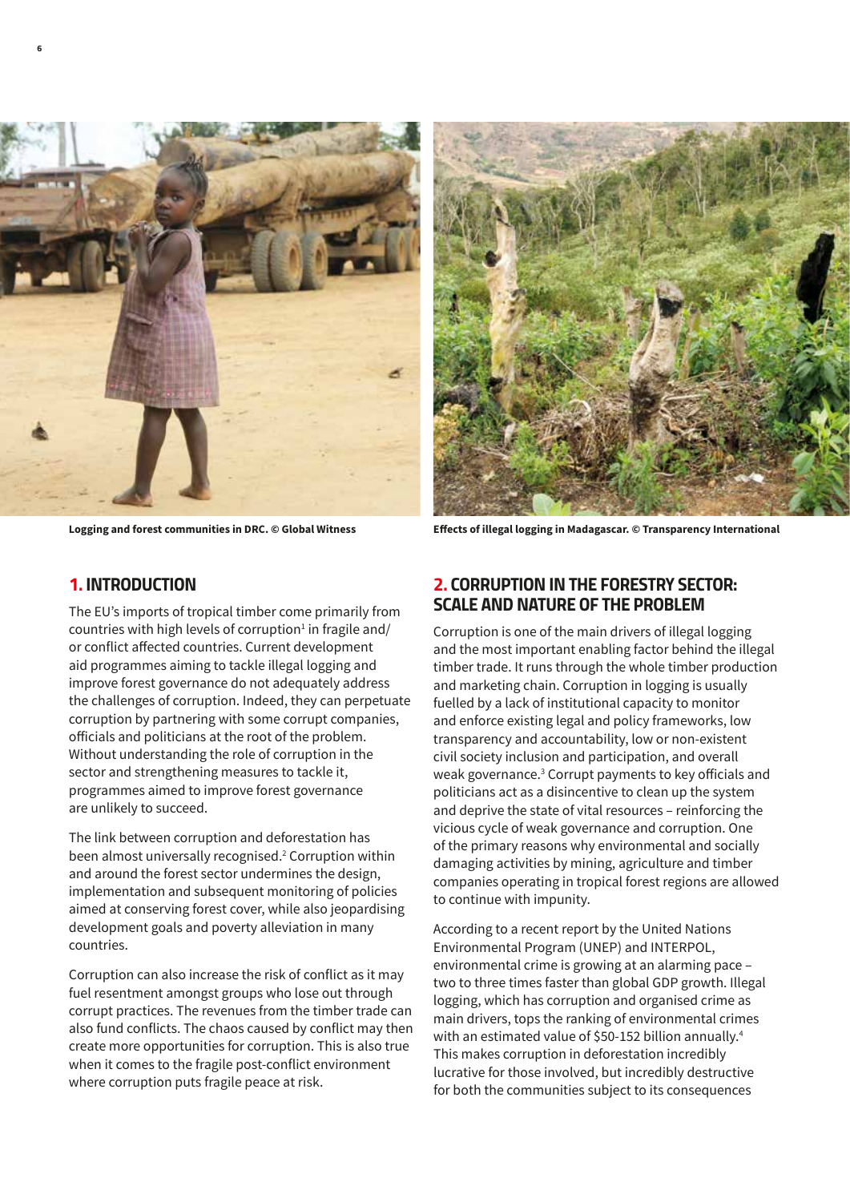Logging and forest communities in DRC. © Global Witness

Effects of illegal logging in Madagascar. © Transparency International

## 1. INTRODUCTION

The EU's imports of tropical timber come primarily from countries with high levels of corruption[1] in fragile and/or conflict affected countries. Current development aid programmes aiming to tackle illegal logging and improve forest governance do not adequately address the challenges of corruption. Indeed, they can perpetuate corruption by partnering with some corrupt companies, officials and politicians at the root of the problem. Without understanding the role of corruption in the sector and strengthening measures to tackle it, programmes aimed to improve forest governance are unlikely to succeed.

The link between corruption and deforestation has been almost universally recognised.[2] Corruption within and around the forest sector undermines the design, implementation and subsequent monitoring of policies aimed at conserving forest cover, while also jeopardising development goals and poverty alleviation in many countries.

Corruption can also increase the risk of conflict as it may fuel resentment amongst groups who lose out through corrupt practices. The revenues from the timber trade can also fund conflicts. The chaos caused by conflict may then create more opportunities for corruption. This is also true when it comes to the fragile post-conflict environment where corruption puts fragile peace at risk.

## 2. CORRUPTION IN THE FORESTRY SECTOR: SCALE AND NATURE OF THE PROBLEM

Corruption is one of the main drivers of illegal logging and the most important enabling factor behind the illegal timber trade. It runs through the whole timber production and marketing chain. Corruption in logging is usually fuelled by a lack of institutional capacity to monitor and enforce existing legal and policy frameworks, low transparency and accountability, low or non-existent civil society inclusion and participation, and overall weak governance.[3] Corrupt payments to key officials and politicians act as a disincentive to clean up the system and deprive the state of vital resources – reinforcing the vicious cycle of weak governance and corruption. One of the primary reasons why environmental and socially damaging activities by mining, agriculture and timber companies operating in tropical forest regions are allowed to continue with impunity.

According to a recent report by the United Nations Environmental Program (UNEP) and INTERPOL, environmental crime is growing at an alarming pace – two to three times faster than global GDP growth. Illegal logging, which has corruption and organised crime as main drivers, tops the ranking of environmental crimes with an estimated value of $50-152 billion annually.[4] This makes corruption in deforestation incredibly lucrative for those involved, but incredibly destructive for both the communities subject to its consequences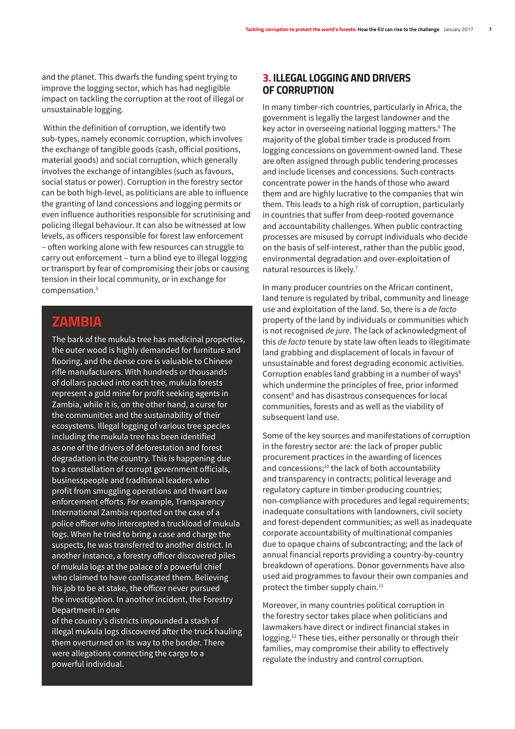and the planet. This dwarfs the funding spent trying to improve the logging sector, which has had negligible impact on tackling the corruption at the root of illegal or unsustainable logging.

Within the definition of corruption, we identify two sub-types, namely economic corruption, which involves the exchange of tangible goods (cash, official positions, material goods) and social corruption, which generally involves the exchange of intangibles (such as favours, social status or power). Corruption in the forestry sector can be both high-level, as politicians are able to influence the granting of land concessions and logging permits or even influence authorities responsible for scrutinising and policing illegal behaviour. It can also be witnessed at low levels, as officers responsible for forest law enforcement – often working alone with few resources can struggle to carry out enforcement – turn a blind eye to illegal logging or transport by fear of compromising their jobs or causing tension in their local community, or in exchange for compensation.[5]

## ZAMBIA

The bark of the mukula tree has medicinal properties, the outer wood is highly demanded for furniture and flooring, and the dense core is valuable to Chinese rifle manufacturers. With hundreds or thousands of dollars packed into each tree, mukula forests represent a gold mine for profit seeking agents in Zambia, while it is, on the other hand, a curse for the communities and the sustainability of their ecosystems. Illegal logging of various tree species including the mukula tree has been identified as one of the drivers of deforestation and forest degradation in the country. This is happening due to a constellation of corrupt government officials, businesspeople and traditional leaders who profit from smuggling operations and thwart law enforcement efforts. For example, Transparency International Zambia reported on the case of a police officer who intercepted a truckload of mukula logs. When he tried to bring a case and charge the suspects, he was transferred to another district. In another instance, a forestry officer discovered piles of mukula logs at the palace of a powerful chief who claimed to have confiscated them. Believing his job to be at stake, the officer never pursued the investigation. In another incident, the Forestry Department in one of the country's districts impounded a stash of illegal mukula logs discovered after the truck hauling them overturned on its way to the border. There were allegations connecting the cargo to a powerful individual.

## 3. ILLEGAL LOGGING AND DRIVERS OF CORRUPTION

In many timber-rich countries, particularly in Africa, the government is legally the largest landowner and the key actor in overseeing national logging matters.[6] The majority of the global timber trade is produced from logging concessions on government-owned land. These are often assigned through public tendering processes and include licenses and concessions. Such contracts concentrate power in the hands of those who award them and are highly lucrative to the companies that win them. This leads to a high risk of corruption, particularly in countries that suffer from deep-rooted governance and accountability challenges. When public contracting processes are misused by corrupt individuals who decide on the basis of self-interest, rather than the public good, environmental degradation and over-exploitation of natural resources is likely.[7]

In many producer countries on the African continent, land tenure is regulated by tribal, community and lineage use and exploitation of the land. So, there is a *de facto* property of the land by individuals or communities which is not recognised *de jure*. The lack of acknowledgment of this *de facto* tenure by state law often leads to illegitimate land grabbing and displacement of locals in favour of unsustainable and forest degrading economic activities. Corruption enables land grabbing in a number of ways[8] which undermine the principles of free, prior informed consent[9] and has disastrous consequences for local communities, forests and as well as the viability of subsequent land use.

Some of the key sources and manifestations of corruption in the forestry sector are: the lack of proper public procurement practices in the awarding of licences and concessions;[10] the lack of both accountability and transparency in contracts; political leverage and regulatory capture in timber-producing countries; non-compliance with procedures and legal requirements; inadequate consultations with landowners, civil society and forest-dependent communities; as well as inadequate corporate accountability of multinational companies due to opaque chains of subcontracting; and the lack of annual financial reports providing a country-by-country breakdown of operations. Donor governments have also used aid programmes to favour their own companies and protect the timber supply chain.[11]

Moreover, in many countries political corruption in the forestry sector takes place when politicians and lawmakers have direct or indirect financial stakes in logging.[12] These ties, either personally or through their families, may compromise their ability to effectively regulate the industry and control corruption.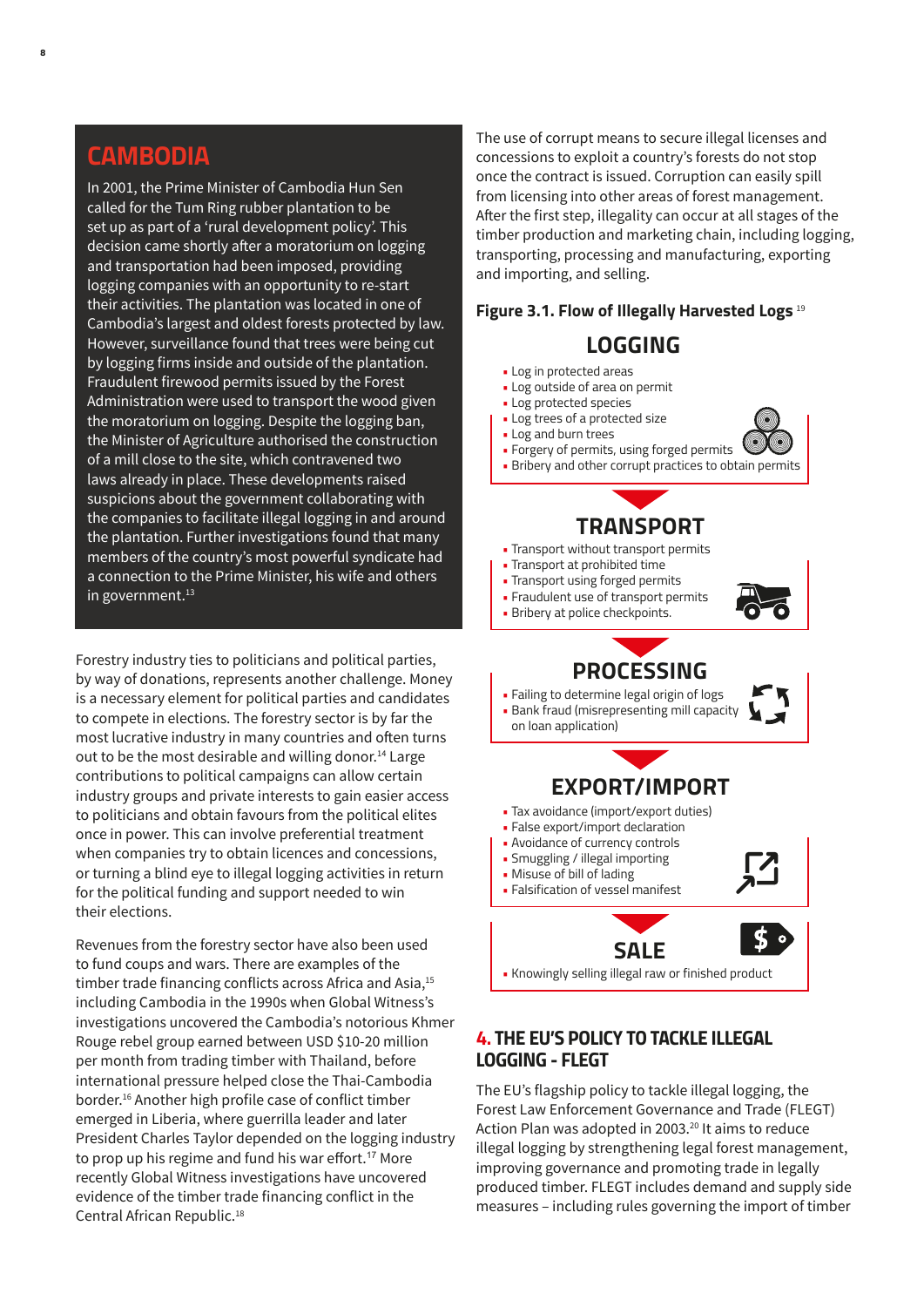## CAMBODIA

In 2001, the Prime Minister of Cambodia Hun Sen called for the Tum Ring rubber plantation to be set up as part of a 'rural development policy'. This decision came shortly after a moratorium on logging and transportation had been imposed, providing logging companies with an opportunity to re-start their activities. The plantation was located in one of Cambodia's largest and oldest forests protected by law. However, surveillance found that trees were being cut by logging firms inside and outside of the plantation. Fraudulent firewood permits issued by the Forest Administration were used to transport the wood given the moratorium on logging. Despite the logging ban, the Minister of Agriculture authorised the construction of a mill close to the site, which contravened two laws already in place. These developments raised suspicions about the government collaborating with the companies to facilitate illegal logging in and around the plantation. Further investigations found that many members of the country's most powerful syndicate had a connection to the Prime Minister, his wife and others in government.[13]

Forestry industry ties to politicians and political parties, by way of donations, represents another challenge. Money is a necessary element for political parties and candidates to compete in elections. The forestry sector is by far the most lucrative industry in many countries and often turns out to be the most desirable and willing donor.[14] Large contributions to political campaigns can allow certain industry groups and private interests to gain easier access to politicians and obtain favours from the political elites once in power. This can involve preferential treatment when companies try to obtain licences and concessions, or turning a blind eye to illegal logging activities in return for the political funding and support needed to win their elections.

Revenues from the forestry sector have also been used to fund coups and wars. There are examples of the timber trade financing conflicts across Africa and Asia,[15] including Cambodia in the 1990s when Global Witness's investigations uncovered the Cambodia's notorious Khmer Rouge rebel group earned between USD $10-20 million per month from trading timber with Thailand, before international pressure helped close the Thai-Cambodia border.[16] Another high profile case of conflict timber emerged in Liberia, where guerrilla leader and later President Charles Taylor depended on the logging industry to prop up his regime and fund his war effort.[17] More recently Global Witness investigations have uncovered evidence of the timber trade financing conflict in the Central African Republic.[18]

The use of corrupt means to secure illegal licenses and concessions to exploit a country's forests do not stop once the contract is issued. Corruption can easily spill from licensing into other areas of forest management. After the first step, illegality can occur at all stages of the timber production and marketing chain, including logging, transporting, processing and manufacturing, exporting and importing, and selling.

**Figure 3.1. Flow of Illegally Harvested Logs** [19]

**LOGGING**

- Log in protected areas
- Log outside of area on permit
- Log protected species
- Log trees of a protected size
- Log and burn trees
- Forgery of permits, using forged permits
- Bribery and other corrupt practices to obtain permits

**TRANSPORT**

- Transport without transport permits
- Transport at prohibited time
- Transport using forged permits
- Fraudulent use of transport permits
- Bribery at police checkpoints.

**PROCESSING**

- Failing to determine legal origin of logs
- Bank fraud (misrepresenting mill capacity on loan application)

**EXPORT/IMPORT**

- Tax avoidance (import/export duties)
- False export/import declaration
- Avoidance of currency controls
- Smuggling / illegal importing
- Misuse of bill of lading
- Falsification of vessel manifest

**SALE**

- Knowingly selling illegal raw or finished product

## 4. THE EU'S POLICY TO TACKLE ILLEGAL LOGGING - FLEGT

The EU's flagship policy to tackle illegal logging, the Forest Law Enforcement Governance and Trade (FLEGT) Action Plan was adopted in 2003.[20] It aims to reduce illegal logging by strengthening legal forest management, improving governance and promoting trade in legally produced timber. FLEGT includes demand and supply side measures – including rules governing the import of timber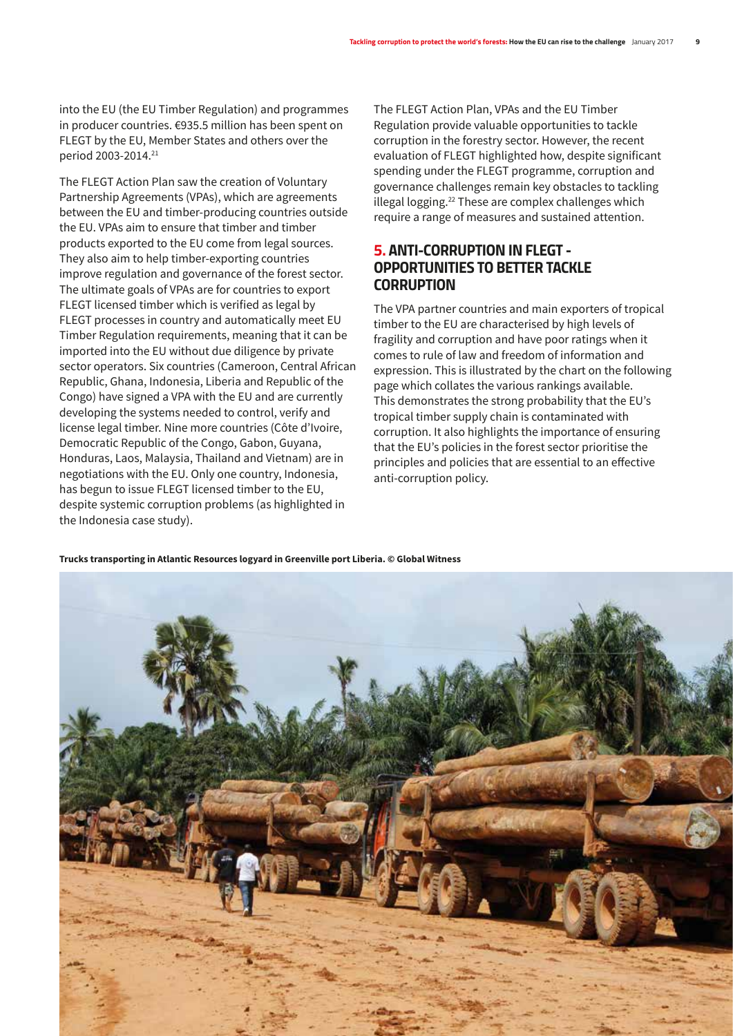into the EU (the EU Timber Regulation) and programmes in producer countries. €935.5 million has been spent on FLEGT by the EU, Member States and others over the period 2003-2014.[21]

The FLEGT Action Plan saw the creation of Voluntary Partnership Agreements (VPAs), which are agreements between the EU and timber-producing countries outside the EU. VPAs aim to ensure that timber and timber products exported to the EU come from legal sources. They also aim to help timber-exporting countries improve regulation and governance of the forest sector. The ultimate goals of VPAs are for countries to export FLEGT licensed timber which is verified as legal by FLEGT processes in country and automatically meet EU Timber Regulation requirements, meaning that it can be imported into the EU without due diligence by private sector operators. Six countries (Cameroon, Central African Republic, Ghana, Indonesia, Liberia and Republic of the Congo) have signed a VPA with the EU and are currently developing the systems needed to control, verify and license legal timber. Nine more countries (Côte d'Ivoire, Democratic Republic of the Congo, Gabon, Guyana, Honduras, Laos, Malaysia, Thailand and Vietnam) are in negotiations with the EU. Only one country, Indonesia, has begun to issue FLEGT licensed timber to the EU, despite systemic corruption problems (as highlighted in the Indonesia case study).

The FLEGT Action Plan, VPAs and the EU Timber Regulation provide valuable opportunities to tackle corruption in the forestry sector. However, the recent evaluation of FLEGT highlighted how, despite significant spending under the FLEGT programme, corruption and governance challenges remain key obstacles to tackling illegal logging.[22] These are complex challenges which require a range of measures and sustained attention.

## 5. ANTI-CORRUPTION IN FLEGT - OPPORTUNITIES TO BETTER TACKLE CORRUPTION

The VPA partner countries and main exporters of tropical timber to the EU are characterised by high levels of fragility and corruption and have poor ratings when it comes to rule of law and freedom of information and expression. This is illustrated by the chart on the following page which collates the various rankings available. This demonstrates the strong probability that the EU's tropical timber supply chain is contaminated with corruption. It also highlights the importance of ensuring that the EU's policies in the forest sector prioritise the principles and policies that are essential to an effective anti-corruption policy.

**Trucks transporting in Atlantic Resources logyard in Greenville port Liberia. © Global Witness**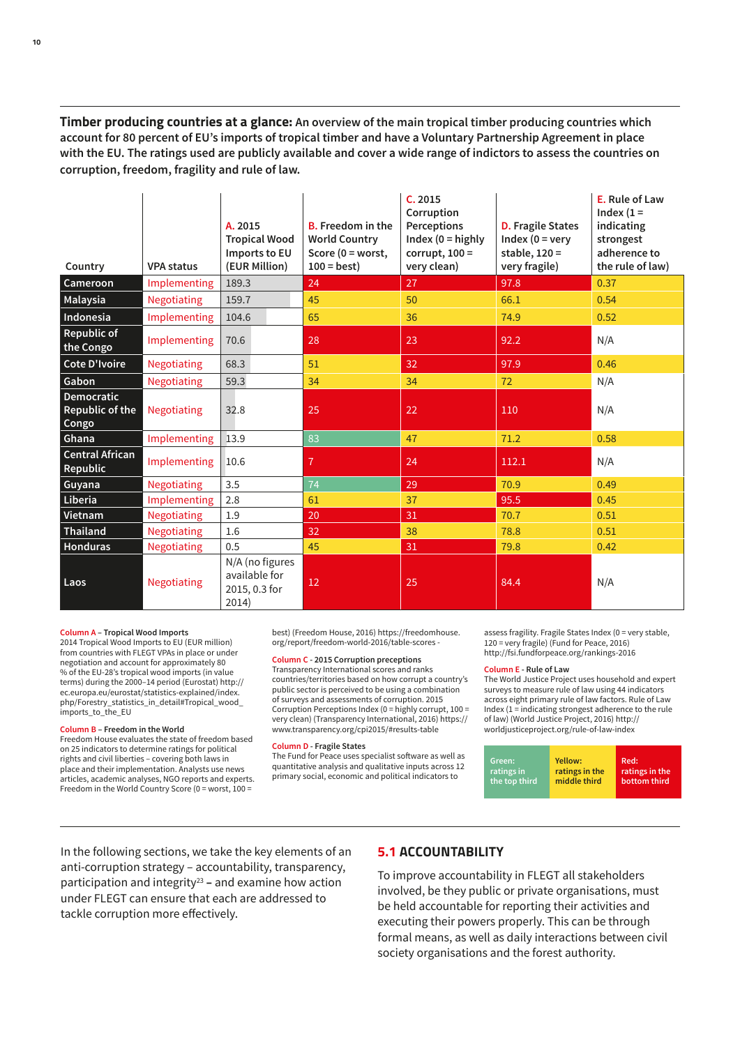**Timber producing countries at a glance:** An overview of the main tropical timber producing countries which account for 80 percent of EU's imports of tropical timber and have a Voluntary Partnership Agreement in place with the EU. The ratings used are publicly available and cover a wide range of indictors to assess the countries on corruption, freedom, fragility and rule of law.

| Country | VPA status | A. 2015 Tropical Wood Imports to EU (EUR Million) | B. Freedom in the World Country Score (0 = worst, 100 = best) | C. 2015 Corruption Perceptions Index (0 = highly corrupt, 100 = very clean) | D. Fragile States Index (0 = very stable, 120 = very fragile) | E. Rule of Law Index (1 = indicating strongest adherence to the rule of law) |
|---|---|---|---|---|---|---|
| Cameroon | Implementing | 189.3 | 24 | 27 | 97.8 | 0.37 |
| Malaysia | Negotiating | 159.7 | 45 | 50 | 66.1 | 0.54 |
| Indonesia | Implementing | 104.6 | 65 | 36 | 74.9 | 0.52 |
| Republic of the Congo | Implementing | 70.6 | 28 | 23 | 92.2 | N/A |
| Cote D'Ivoire | Negotiating | 68.3 | 51 | 32 | 97.9 | 0.46 |
| Gabon | Negotiating | 59.3 | 34 | 34 | 72 | N/A |
| Democratic Republic of the Congo | Negotiating | 32.8 | 25 | 22 | 110 | N/A |
| Ghana | Implementing | 13.9 | 83 | 47 | 71.2 | 0.58 |
| Central African Republic | Implementing | 10.6 | 7 | 24 | 112.1 | N/A |
| Guyana | Negotiating | 3.5 | 74 | 29 | 70.9 | 0.49 |
| Liberia | Implementing | 2.8 | 61 | 37 | 95.5 | 0.45 |
| Vietnam | Negotiating | 1.9 | 20 | 31 | 70.7 | 0.51 |
| Thailand | Negotiating | 1.6 | 32 | 38 | 78.8 | 0.51 |
| Honduras | Negotiating | 0.5 | 45 | 31 | 79.8 | 0.42 |
| Laos | Negotiating | N/A (no figures available for 2015, 0.3 for 2014) | 12 | 25 | 84.4 | N/A |

**Column A – Tropical Wood Imports**
2014 Tropical Wood Imports to EU (EUR million) from countries with FLEGT VPAs in place or under negotiation and account for approximately 80 % of the EU-28's tropical wood imports (in value terms) during the 2000–14 period (Eurostat) http://ec.europa.eu/eurostat/statistics-explained/index.php/Forestry_statistics_in_detail#Tropical_wood_imports_to_the_EU

**Column B – Freedom in the World**
Freedom House evaluates the state of freedom based on 25 indicators to determine ratings for political rights and civil liberties – covering both laws in place and their implementation. Analysts use news articles, academic analyses, NGO reports and experts. Freedom in the World Country Score (0 = worst, 100 = best) (Freedom House, 2016) https://freedomhouse.org/report/freedom-world-2016/table-scores -

**Column C - 2015 Corruption perceptions**
Transparency International scores and ranks countries/territories based on how corrupt a country's public sector is perceived to be using a combination of surveys and assessments of corruption. 2015 Corruption Perceptions Index (0 = highly corrupt, 100 = very clean) (Transparency International, 2016) https://www.transparency.org/cpi2015/#results-table

**Column D - Fragile States**
The Fund for Peace uses specialist software as well as quantitative analysis and qualitative inputs across 12 primary social, economic and political indicators to assess fragility. Fragile States Index (0 = very stable, 120 = very fragile) (Fund for Peace, 2016) http://fsi.fundforpeace.org/rankings-2016

**Column E - Rule of Law**
The World Justice Project uses household and expert surveys to measure rule of law using 44 indicators across eight primary rule of law factors. Rule of Law Index (1 = indicating strongest adherence to the rule of law) (World Justice Project, 2016) http://worldjusticeproject.org/rule-of-law-index

**Green:** ratings in the top third | **Yellow:** ratings in the middle third | **Red:** ratings in the bottom third

In the following sections, we take the key elements of an anti-corruption strategy – accountability, transparency, participation and integrity[23] – and examine how action under FLEGT can ensure that each are addressed to tackle corruption more effectively.

## 5.1 ACCOUNTABILITY

To improve accountability in FLEGT all stakeholders involved, be they public or private organisations, must be held accountable for reporting their activities and executing their powers properly. This can be through formal means, as well as daily interactions between civil society organisations and the forest authority.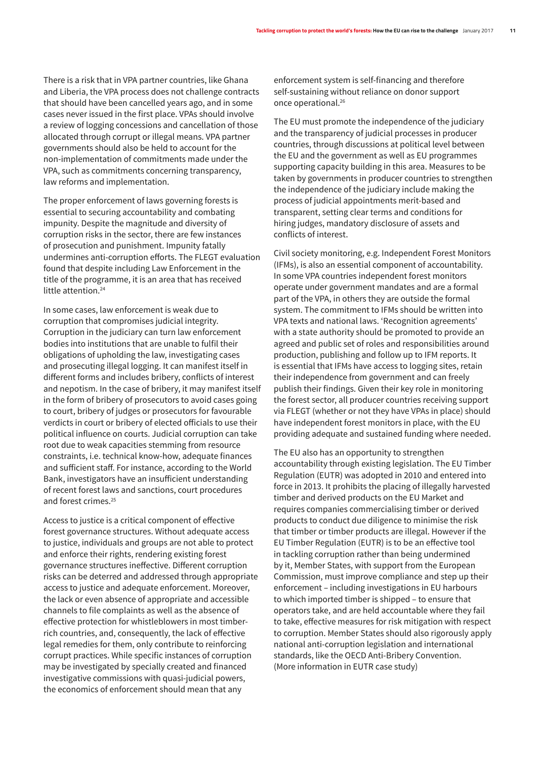There is a risk that in VPA partner countries, like Ghana and Liberia, the VPA process does not challenge contracts that should have been cancelled years ago, and in some cases never issued in the first place. VPAs should involve a review of logging concessions and cancellation of those allocated through corrupt or illegal means. VPA partner governments should also be held to account for the non-implementation of commitments made under the VPA, such as commitments concerning transparency, law reforms and implementation.

The proper enforcement of laws governing forests is essential to securing accountability and combating impunity. Despite the magnitude and diversity of corruption risks in the sector, there are few instances of prosecution and punishment. Impunity fatally undermines anti-corruption efforts. The FLEGT evaluation found that despite including Law Enforcement in the title of the programme, it is an area that has received little attention.[24]

In some cases, law enforcement is weak due to corruption that compromises judicial integrity. Corruption in the judiciary can turn law enforcement bodies into institutions that are unable to fulfil their obligations of upholding the law, investigating cases and prosecuting illegal logging. It can manifest itself in different forms and includes bribery, conflicts of interest and nepotism. In the case of bribery, it may manifest itself in the form of bribery of prosecutors to avoid cases going to court, bribery of judges or prosecutors for favourable verdicts in court or bribery of elected officials to use their political influence on courts. Judicial corruption can take root due to weak capacities stemming from resource constraints, i.e. technical know-how, adequate finances and sufficient staff. For instance, according to the World Bank, investigators have an insufficient understanding of recent forest laws and sanctions, court procedures and forest crimes.[25]

Access to justice is a critical component of effective forest governance structures. Without adequate access to justice, individuals and groups are not able to protect and enforce their rights, rendering existing forest governance structures ineffective. Different corruption risks can be deterred and addressed through appropriate access to justice and adequate enforcement. Moreover, the lack or even absence of appropriate and accessible channels to file complaints as well as the absence of effective protection for whistleblowers in most timber-rich countries, and, consequently, the lack of effective legal remedies for them, only contribute to reinforcing corrupt practices. While specific instances of corruption may be investigated by specially created and financed investigative commissions with quasi-judicial powers, the economics of enforcement should mean that any enforcement system is self-financing and therefore self-sustaining without reliance on donor support once operational.[26]

The EU must promote the independence of the judiciary and the transparency of judicial processes in producer countries, through discussions at political level between the EU and the government as well as EU programmes supporting capacity building in this area. Measures to be taken by governments in producer countries to strengthen the independence of the judiciary include making the process of judicial appointments merit-based and transparent, setting clear terms and conditions for hiring judges, mandatory disclosure of assets and conflicts of interest.

Civil society monitoring, e.g. Independent Forest Monitors (IFMs), is also an essential component of accountability. In some VPA countries independent forest monitors operate under government mandates and are a formal part of the VPA, in others they are outside the formal system. The commitment to IFMs should be written into VPA texts and national laws. 'Recognition agreements' with a state authority should be promoted to provide an agreed and public set of roles and responsibilities around production, publishing and follow up to IFM reports. It is essential that IFMs have access to logging sites, retain their independence from government and can freely publish their findings. Given their key role in monitoring the forest sector, all producer countries receiving support via FLEGT (whether or not they have VPAs in place) should have independent forest monitors in place, with the EU providing adequate and sustained funding where needed.

The EU also has an opportunity to strengthen accountability through existing legislation. The EU Timber Regulation (EUTR) was adopted in 2010 and entered into force in 2013. It prohibits the placing of illegally harvested timber and derived products on the EU Market and requires companies commercialising timber or derived products to conduct due diligence to minimise the risk that timber or timber products are illegal. However if the EU Timber Regulation (EUTR) is to be an effective tool in tackling corruption rather than being undermined by it, Member States, with support from the European Commission, must improve compliance and step up their enforcement – including investigations in EU harbours to which imported timber is shipped – to ensure that operators take, and are held accountable where they fail to take, effective measures for risk mitigation with respect to corruption. Member States should also rigorously apply national anti-corruption legislation and international standards, like the OECD Anti-Bribery Convention. (More information in EUTR case study)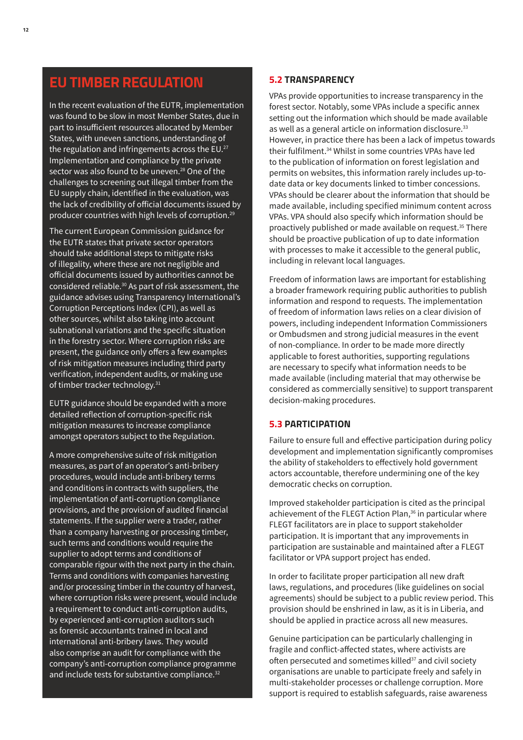## EU TIMBER REGULATION

In the recent evaluation of the EUTR, implementation was found to be slow in most Member States, due in part to insufficient resources allocated by Member States, with uneven sanctions, understanding of the regulation and infringements across the EU.[27] Implementation and compliance by the private sector was also found to be uneven.[28] One of the challenges to screening out illegal timber from the EU supply chain, identified in the evaluation, was the lack of credibility of official documents issued by producer countries with high levels of corruption.[29]

The current European Commission guidance for the EUTR states that private sector operators should take additional steps to mitigate risks of illegality, where these are not negligible and official documents issued by authorities cannot be considered reliable.[30] As part of risk assessment, the guidance advises using Transparency International's Corruption Perceptions Index (CPI), as well as other sources, whilst also taking into account subnational variations and the specific situation in the forestry sector. Where corruption risks are present, the guidance only offers a few examples of risk mitigation measures including third party verification, independent audits, or making use of timber tracker technology.[31]

EUTR guidance should be expanded with a more detailed reflection of corruption-specific risk mitigation measures to increase compliance amongst operators subject to the Regulation.

A more comprehensive suite of risk mitigation measures, as part of an operator's anti-bribery procedures, would include anti-bribery terms and conditions in contracts with suppliers, the implementation of anti-corruption compliance provisions, and the provision of audited financial statements. If the supplier were a trader, rather than a company harvesting or processing timber, such terms and conditions would require the supplier to adopt terms and conditions of comparable rigour with the next party in the chain. Terms and conditions with companies harvesting and/or processing timber in the country of harvest, where corruption risks were present, would include a requirement to conduct anti-corruption audits, by experienced anti-corruption auditors such as forensic accountants trained in local and international anti-bribery laws. They would also comprise an audit for compliance with the company's anti-corruption compliance programme and include tests for substantive compliance.[32]

### 5.2 TRANSPARENCY

VPAs provide opportunities to increase transparency in the forest sector. Notably, some VPAs include a specific annex setting out the information which should be made available as well as a general article on information disclosure.[33] However, in practice there has been a lack of impetus towards their fulfilment.[34] Whilst in some countries VPAs have led to the publication of information on forest legislation and permits on websites, this information rarely includes up-to-date data or key documents linked to timber concessions. VPAs should be clearer about the information that should be made available, including specified minimum content across VPAs. VPA should also specify which information should be proactively published or made available on request.[35] There should be proactive publication of up to date information with processes to make it accessible to the general public, including in relevant local languages.

Freedom of information laws are important for establishing a broader framework requiring public authorities to publish information and respond to requests. The implementation of freedom of information laws relies on a clear division of powers, including independent Information Commissioners or Ombudsmen and strong judicial measures in the event of non-compliance. In order to be made more directly applicable to forest authorities, supporting regulations are necessary to specify what information needs to be made available (including material that may otherwise be considered as commercially sensitive) to support transparent decision-making procedures.

### 5.3 PARTICIPATION

Failure to ensure full and effective participation during policy development and implementation significantly compromises the ability of stakeholders to effectively hold government actors accountable, therefore undermining one of the key democratic checks on corruption.

Improved stakeholder participation is cited as the principal achievement of the FLEGT Action Plan,[36] in particular where FLEGT facilitators are in place to support stakeholder participation. It is important that any improvements in participation are sustainable and maintained after a FLEGT facilitator or VPA support project has ended.

In order to facilitate proper participation all new draft laws, regulations, and procedures (like guidelines on social agreements) should be subject to a public review period. This provision should be enshrined in law, as it is in Liberia, and should be applied in practice across all new measures.

Genuine participation can be particularly challenging in fragile and conflict-affected states, where activists are often persecuted and sometimes killed[37] and civil society organisations are unable to participate freely and safely in multi-stakeholder processes or challenge corruption. More support is required to establish safeguards, raise awareness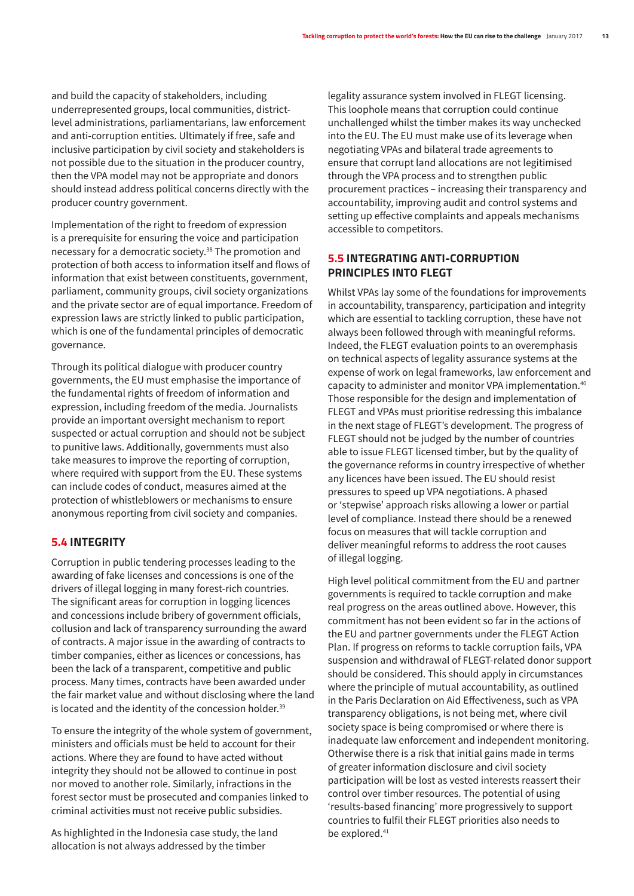and build the capacity of stakeholders, including underrepresented groups, local communities, district-level administrations, parliamentarians, law enforcement and anti-corruption entities. Ultimately if free, safe and inclusive participation by civil society and stakeholders is not possible due to the situation in the producer country, then the VPA model may not be appropriate and donors should instead address political concerns directly with the producer country government.

Implementation of the right to freedom of expression is a prerequisite for ensuring the voice and participation necessary for a democratic society.[38] The promotion and protection of both access to information itself and flows of information that exist between constituents, government, parliament, community groups, civil society organizations and the private sector are of equal importance. Freedom of expression laws are strictly linked to public participation, which is one of the fundamental principles of democratic governance.

Through its political dialogue with producer country governments, the EU must emphasise the importance of the fundamental rights of freedom of information and expression, including freedom of the media. Journalists provide an important oversight mechanism to report suspected or actual corruption and should not be subject to punitive laws. Additionally, governments must also take measures to improve the reporting of corruption, where required with support from the EU. These systems can include codes of conduct, measures aimed at the protection of whistleblowers or mechanisms to ensure anonymous reporting from civil society and companies.

## 5.4 INTEGRITY

Corruption in public tendering processes leading to the awarding of fake licenses and concessions is one of the drivers of illegal logging in many forest-rich countries. The significant areas for corruption in logging licences and concessions include bribery of government officials, collusion and lack of transparency surrounding the award of contracts. A major issue in the awarding of contracts to timber companies, either as licences or concessions, has been the lack of a transparent, competitive and public process. Many times, contracts have been awarded under the fair market value and without disclosing where the land is located and the identity of the concession holder.[39]

To ensure the integrity of the whole system of government, ministers and officials must be held to account for their actions. Where they are found to have acted without integrity they should not be allowed to continue in post nor moved to another role. Similarly, infractions in the forest sector must be prosecuted and companies linked to criminal activities must not receive public subsidies.

As highlighted in the Indonesia case study, the land allocation is not always addressed by the timber legality assurance system involved in FLEGT licensing. This loophole means that corruption could continue unchallenged whilst the timber makes its way unchecked into the EU. The EU must make use of its leverage when negotiating VPAs and bilateral trade agreements to ensure that corrupt land allocations are not legitimised through the VPA process and to strengthen public procurement practices – increasing their transparency and accountability, improving audit and control systems and setting up effective complaints and appeals mechanisms accessible to competitors.

## 5.5 INTEGRATING ANTI-CORRUPTION PRINCIPLES INTO FLEGT

Whilst VPAs lay some of the foundations for improvements in accountability, transparency, participation and integrity which are essential to tackling corruption, these have not always been followed through with meaningful reforms. Indeed, the FLEGT evaluation points to an overemphasis on technical aspects of legality assurance systems at the expense of work on legal frameworks, law enforcement and capacity to administer and monitor VPA implementation.[40] Those responsible for the design and implementation of FLEGT and VPAs must prioritise redressing this imbalance in the next stage of FLEGT's development. The progress of FLEGT should not be judged by the number of countries able to issue FLEGT licensed timber, but by the quality of the governance reforms in country irrespective of whether any licences have been issued. The EU should resist pressures to speed up VPA negotiations. A phased or 'stepwise' approach risks allowing a lower or partial level of compliance. Instead there should be a renewed focus on measures that will tackle corruption and deliver meaningful reforms to address the root causes of illegal logging.

High level political commitment from the EU and partner governments is required to tackle corruption and make real progress on the areas outlined above. However, this commitment has not been evident so far in the actions of the EU and partner governments under the FLEGT Action Plan. If progress on reforms to tackle corruption fails, VPA suspension and withdrawal of FLEGT-related donor support should be considered. This should apply in circumstances where the principle of mutual accountability, as outlined in the Paris Declaration on Aid Effectiveness, such as VPA transparency obligations, is not being met, where civil society space is being compromised or where there is inadequate law enforcement and independent monitoring. Otherwise there is a risk that initial gains made in terms of greater information disclosure and civil society participation will be lost as vested interests reassert their control over timber resources. The potential of using 'results-based financing' more progressively to support countries to fulfil their FLEGT priorities also needs to be explored.[41]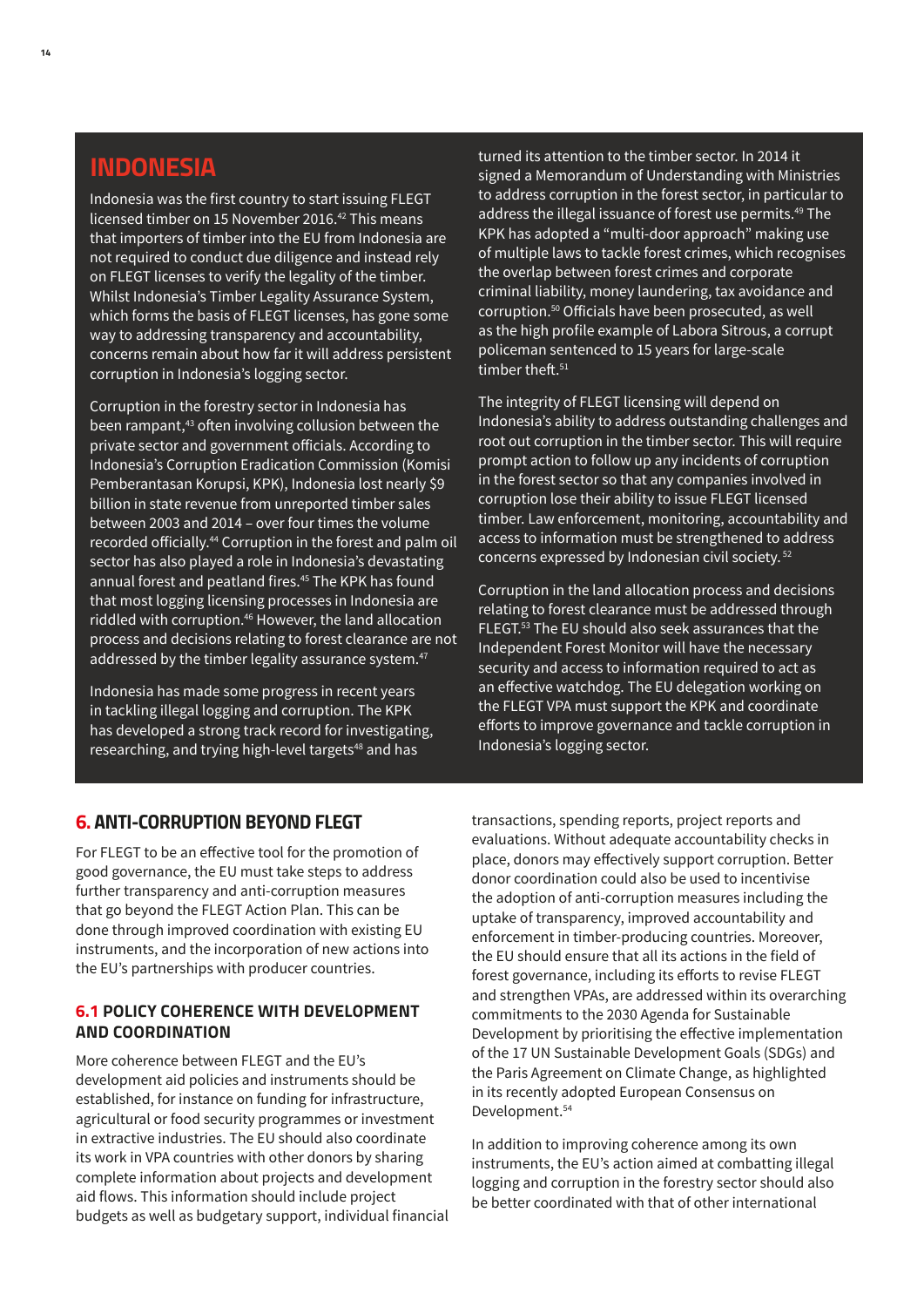## INDONESIA

Indonesia was the first country to start issuing FLEGT licensed timber on 15 November 2016.[42] This means that importers of timber into the EU from Indonesia are not required to conduct due diligence and instead rely on FLEGT licenses to verify the legality of the timber. Whilst Indonesia's Timber Legality Assurance System, which forms the basis of FLEGT licenses, has gone some way to addressing transparency and accountability, concerns remain about how far it will address persistent corruption in Indonesia's logging sector.

Corruption in the forestry sector in Indonesia has been rampant,[43] often involving collusion between the private sector and government officials. According to Indonesia's Corruption Eradication Commission (Komisi Pemberantasan Korupsi, KPK), Indonesia lost nearly $9 billion in state revenue from unreported timber sales between 2003 and 2014 – over four times the volume recorded officially.[44] Corruption in the forest and palm oil sector has also played a role in Indonesia's devastating annual forest and peatland fires.[45] The KPK has found that most logging licensing processes in Indonesia are riddled with corruption.[46] However, the land allocation process and decisions relating to forest clearance are not addressed by the timber legality assurance system.[47]

Indonesia has made some progress in recent years in tackling illegal logging and corruption. The KPK has developed a strong track record for investigating, researching, and trying high-level targets[48] and has turned its attention to the timber sector. In 2014 it signed a Memorandum of Understanding with Ministries to address corruption in the forest sector, in particular to address the illegal issuance of forest use permits.[49] The KPK has adopted a "multi-door approach" making use of multiple laws to tackle forest crimes, which recognises the overlap between forest crimes and corporate criminal liability, money laundering, tax avoidance and corruption.[50] Officials have been prosecuted, as well as the high profile example of Labora Sitrous, a corrupt policeman sentenced to 15 years for large-scale timber theft.[51]

The integrity of FLEGT licensing will depend on Indonesia's ability to address outstanding challenges and root out corruption in the timber sector. This will require prompt action to follow up any incidents of corruption in the forest sector so that any companies involved in corruption lose their ability to issue FLEGT licensed timber. Law enforcement, monitoring, accountability and access to information must be strengthened to address concerns expressed by Indonesian civil society.[52]

Corruption in the land allocation process and decisions relating to forest clearance must be addressed through FLEGT.[53] The EU should also seek assurances that the Independent Forest Monitor will have the necessary security and access to information required to act as an effective watchdog. The EU delegation working on the FLEGT VPA must support the KPK and coordinate efforts to improve governance and tackle corruption in Indonesia's logging sector.

## 6. ANTI-CORRUPTION BEYOND FLEGT

For FLEGT to be an effective tool for the promotion of good governance, the EU must take steps to address further transparency and anti-corruption measures that go beyond the FLEGT Action Plan. This can be done through improved coordination with existing EU instruments, and the incorporation of new actions into the EU's partnerships with producer countries.

### 6.1 POLICY COHERENCE WITH DEVELOPMENT AND COORDINATION

More coherence between FLEGT and the EU's development aid policies and instruments should be established, for instance on funding for infrastructure, agricultural or food security programmes or investment in extractive industries. The EU should also coordinate its work in VPA countries with other donors by sharing complete information about projects and development aid flows. This information should include project budgets as well as budgetary support, individual financial transactions, spending reports, project reports and evaluations. Without adequate accountability checks in place, donors may effectively support corruption. Better donor coordination could also be used to incentivise the adoption of anti-corruption measures including the uptake of transparency, improved accountability and enforcement in timber-producing countries. Moreover, the EU should ensure that all its actions in the field of forest governance, including its efforts to revise FLEGT and strengthen VPAs, are addressed within its overarching commitments to the 2030 Agenda for Sustainable Development by prioritising the effective implementation of the 17 UN Sustainable Development Goals (SDGs) and the Paris Agreement on Climate Change, as highlighted in its recently adopted European Consensus on Development.[54]

In addition to improving coherence among its own instruments, the EU's action aimed at combatting illegal logging and corruption in the forestry sector should also be better coordinated with that of other international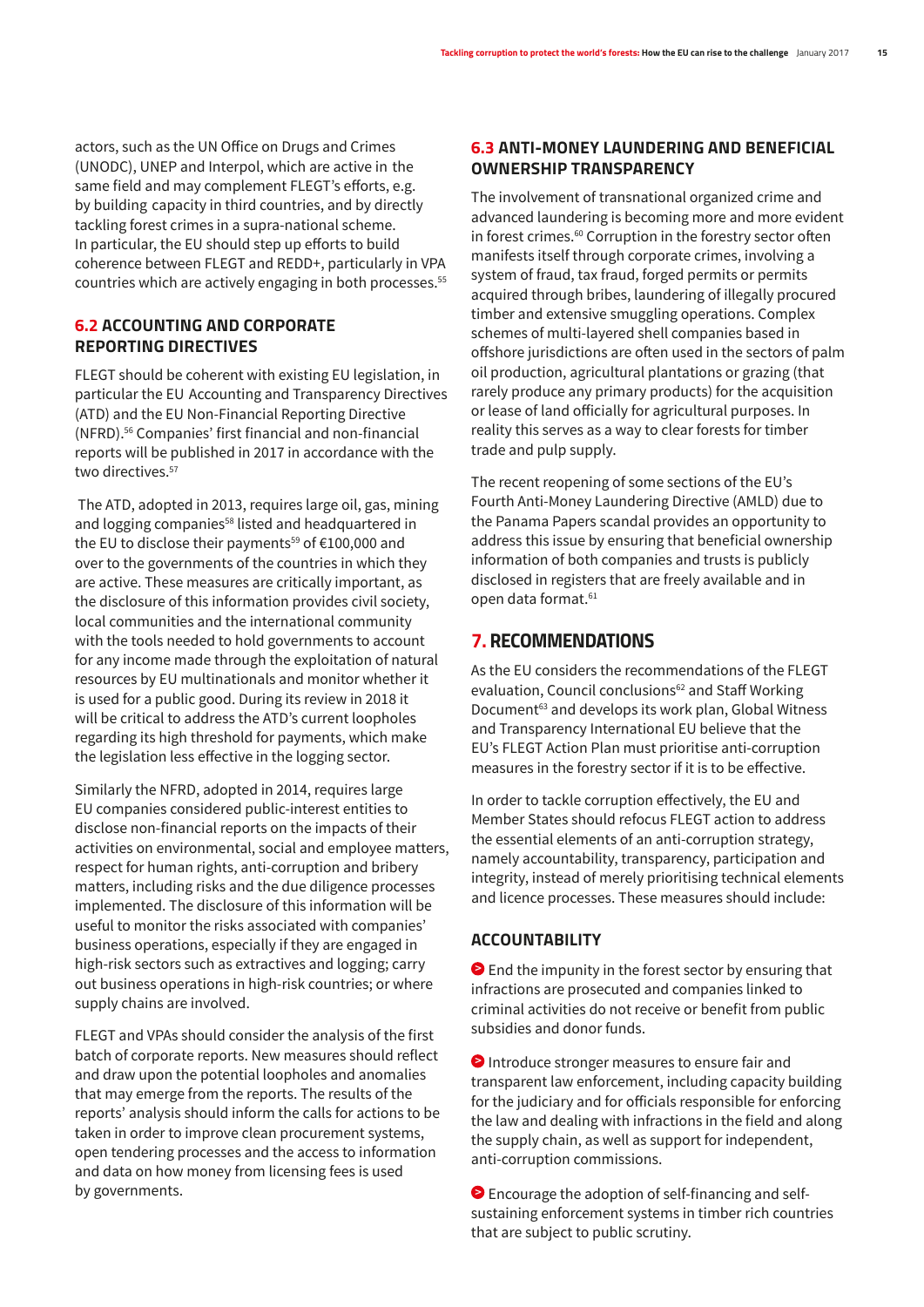actors, such as the UN Office on Drugs and Crimes (UNODC), UNEP and Interpol, which are active in the same field and may complement FLEGT's efforts, e.g. by building capacity in third countries, and by directly tackling forest crimes in a supra-national scheme. In particular, the EU should step up efforts to build coherence between FLEGT and REDD+, particularly in VPA countries which are actively engaging in both processes.[55]

## 6.2 ACCOUNTING AND CORPORATE REPORTING DIRECTIVES

FLEGT should be coherent with existing EU legislation, in particular the EU Accounting and Transparency Directives (ATD) and the EU Non-Financial Reporting Directive (NFRD).[56] Companies' first financial and non-financial reports will be published in 2017 in accordance with the two directives.[57]

The ATD, adopted in 2013, requires large oil, gas, mining and logging companies[58] listed and headquartered in the EU to disclose their payments[59] of €100,000 and over to the governments of the countries in which they are active. These measures are critically important, as the disclosure of this information provides civil society, local communities and the international community with the tools needed to hold governments to account for any income made through the exploitation of natural resources by EU multinationals and monitor whether it is used for a public good. During its review in 2018 it will be critical to address the ATD's current loopholes regarding its high threshold for payments, which make the legislation less effective in the logging sector.

Similarly the NFRD, adopted in 2014, requires large EU companies considered public-interest entities to disclose non-financial reports on the impacts of their activities on environmental, social and employee matters, respect for human rights, anti-corruption and bribery matters, including risks and the due diligence processes implemented. The disclosure of this information will be useful to monitor the risks associated with companies' business operations, especially if they are engaged in high-risk sectors such as extractives and logging; carry out business operations in high-risk countries; or where supply chains are involved.

FLEGT and VPAs should consider the analysis of the first batch of corporate reports. New measures should reflect and draw upon the potential loopholes and anomalies that may emerge from the reports. The results of the reports' analysis should inform the calls for actions to be taken in order to improve clean procurement systems, open tendering processes and the access to information and data on how money from licensing fees is used by governments.

## 6.3 ANTI-MONEY LAUNDERING AND BENEFICIAL OWNERSHIP TRANSPARENCY

The involvement of transnational organized crime and advanced laundering is becoming more and more evident in forest crimes.[60] Corruption in the forestry sector often manifests itself through corporate crimes, involving a system of fraud, tax fraud, forged permits or permits acquired through bribes, laundering of illegally procured timber and extensive smuggling operations. Complex schemes of multi-layered shell companies based in offshore jurisdictions are often used in the sectors of palm oil production, agricultural plantations or grazing (that rarely produce any primary products) for the acquisition or lease of land officially for agricultural purposes. In reality this serves as a way to clear forests for timber trade and pulp supply.

The recent reopening of some sections of the EU's Fourth Anti-Money Laundering Directive (AMLD) due to the Panama Papers scandal provides an opportunity to address this issue by ensuring that beneficial ownership information of both companies and trusts is publicly disclosed in registers that are freely available and in open data format.[61]

# 7. RECOMMENDATIONS

As the EU considers the recommendations of the FLEGT evaluation, Council conclusions[62] and Staff Working Document[63] and develops its work plan, Global Witness and Transparency International EU believe that the EU's FLEGT Action Plan must prioritise anti-corruption measures in the forestry sector if it is to be effective.

In order to tackle corruption effectively, the EU and Member States should refocus FLEGT action to address the essential elements of an anti-corruption strategy, namely accountability, transparency, participation and integrity, instead of merely prioritising technical elements and licence processes. These measures should include:

### ACCOUNTABILITY

- End the impunity in the forest sector by ensuring that infractions are prosecuted and companies linked to criminal activities do not receive or benefit from public subsidies and donor funds.
- Introduce stronger measures to ensure fair and transparent law enforcement, including capacity building for the judiciary and for officials responsible for enforcing the law and dealing with infractions in the field and along the supply chain, as well as support for independent, anti-corruption commissions.
- Encourage the adoption of self-financing and self-sustaining enforcement systems in timber rich countries that are subject to public scrutiny.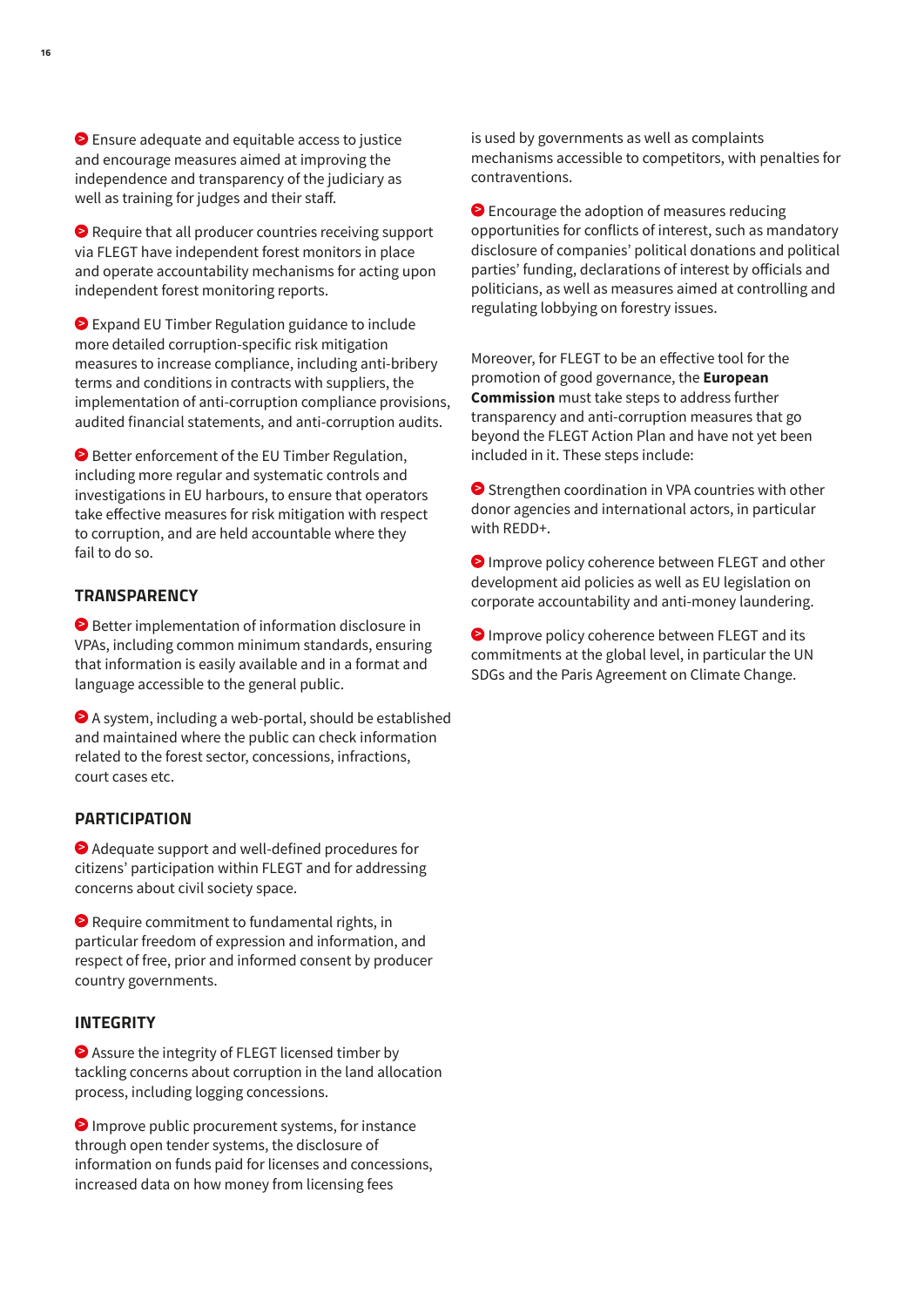- Ensure adequate and equitable access to justice and encourage measures aimed at improving the independence and transparency of the judiciary as well as training for judges and their staff.

- Require that all producer countries receiving support via FLEGT have independent forest monitors in place and operate accountability mechanisms for acting upon independent forest monitoring reports.

- Expand EU Timber Regulation guidance to include more detailed corruption-specific risk mitigation measures to increase compliance, including anti-bribery terms and conditions in contracts with suppliers, the implementation of anti-corruption compliance provisions, audited financial statements, and anti-corruption audits.

- Better enforcement of the EU Timber Regulation, including more regular and systematic controls and investigations in EU harbours, to ensure that operators take effective measures for risk mitigation with respect to corruption, and are held accountable where they fail to do so.

## TRANSPARENCY

- Better implementation of information disclosure in VPAs, including common minimum standards, ensuring that information is easily available and in a format and language accessible to the general public.

- A system, including a web-portal, should be established and maintained where the public can check information related to the forest sector, concessions, infractions, court cases etc.

## PARTICIPATION

- Adequate support and well-defined procedures for citizens' participation within FLEGT and for addressing concerns about civil society space.

- Require commitment to fundamental rights, in particular freedom of expression and information, and respect of free, prior and informed consent by producer country governments.

## INTEGRITY

- Assure the integrity of FLEGT licensed timber by tackling concerns about corruption in the land allocation process, including logging concessions.

- Improve public procurement systems, for instance through open tender systems, the disclosure of information on funds paid for licenses and concessions, increased data on how money from licensing fees is used by governments as well as complaints mechanisms accessible to competitors, with penalties for contraventions.

- Encourage the adoption of measures reducing opportunities for conflicts of interest, such as mandatory disclosure of companies' political donations and political parties' funding, declarations of interest by officials and politicians, as well as measures aimed at controlling and regulating lobbying on forestry issues.

Moreover, for FLEGT to be an effective tool for the promotion of good governance, the **European Commission** must take steps to address further transparency and anti-corruption measures that go beyond the FLEGT Action Plan and have not yet been included in it. These steps include:

- Strengthen coordination in VPA countries with other donor agencies and international actors, in particular with REDD+.

- Improve policy coherence between FLEGT and other development aid policies as well as EU legislation on corporate accountability and anti-money laundering.

- Improve policy coherence between FLEGT and its commitments at the global level, in particular the UN SDGs and the Paris Agreement on Climate Change.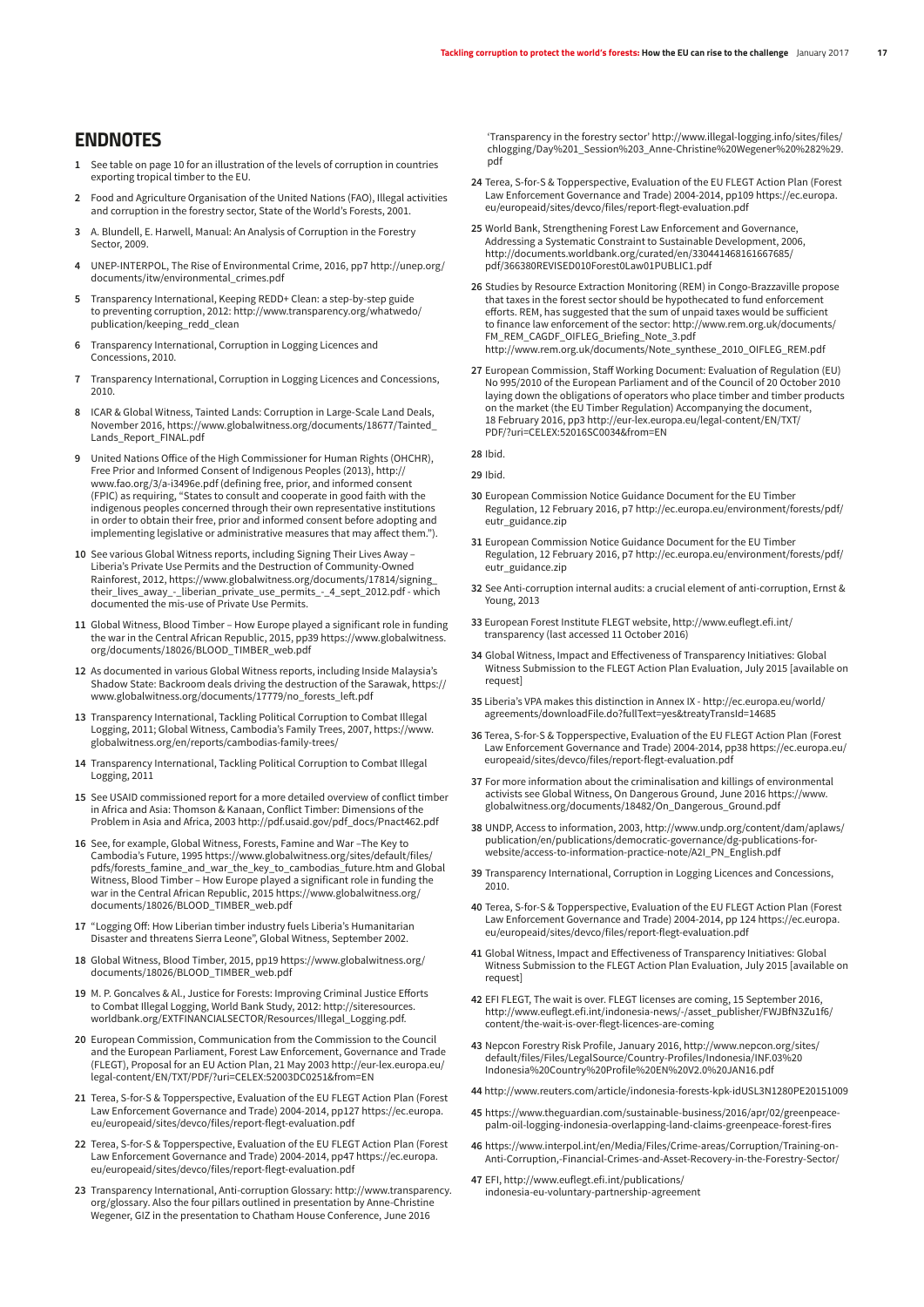## ENDNOTES

1 See table on page 10 for an illustration of the levels of corruption in countries exporting tropical timber to the EU.

2 Food and Agriculture Organisation of the United Nations (FAO), Illegal activities and corruption in the forestry sector, State of the World's Forests, 2001.

3 A. Blundell, E. Harwell, Manual: An Analysis of Corruption in the Forestry Sector, 2009.

4 UNEP-INTERPOL, The Rise of Environmental Crime, 2016, pp7 http://unep.org/documents/itw/environmental_crimes.pdf

5 Transparency International, Keeping REDD+ Clean: a step-by-step guide to preventing corruption, 2012: http://www.transparency.org/whatwedo/publication/keeping_redd_clean

6 Transparency International, Corruption in Logging Licences and Concessions, 2010.

7 Transparency International, Corruption in Logging Licences and Concessions, 2010.

8 ICAR & Global Witness, Tainted Lands: Corruption in Large-Scale Land Deals, November 2016, https://www.globalwitness.org/documents/18677/Tainted_Lands_Report_FINAL.pdf

9 United Nations Office of the High Commissioner for Human Rights (OHCHR), Free Prior and Informed Consent of Indigenous Peoples (2013), http://www.fao.org/3/a-i3496e.pdf (defining free, prior, and informed consent (FPIC) as requiring, "States to consult and cooperate in good faith with the indigenous peoples concerned through their own representative institutions in order to obtain their free, prior and informed consent before adopting and implementing legislative or administrative measures that may affect them.").

10 See various Global Witness reports, including Signing Their Lives Away – Liberia's Private Use Permits and the Destruction of Community-Owned Rainforest, 2012, https://www.globalwitness.org/documents/17814/signing_their_lives_away_-_liberian_private_use_permits_-_4_sept_2012.pdf - which documented the mis-use of Private Use Permits.

11 Global Witness, Blood Timber – How Europe played a significant role in funding the war in the Central African Republic, 2015, pp39 https://www.globalwitness.org/documents/18026/BLOOD_TIMBER_web.pdf

12 As documented in various Global Witness reports, including Inside Malaysia's Shadow State: Backroom deals driving the destruction of the Sarawak, https://www.globalwitness.org/documents/17779/no_forests_left.pdf

13 Transparency International, Tackling Political Corruption to Combat Illegal Logging, 2011; Global Witness, Cambodia's Family Trees, 2007, https://www.globalwitness.org/en/reports/cambodias-family-trees/

14 Transparency International, Tackling Political Corruption to Combat Illegal Logging, 2011

15 See USAID commissioned report for a more detailed overview of conflict timber in Africa and Asia: Thomson & Kanaan, Conflict Timber: Dimensions of the Problem in Asia and Africa, 2003 http://pdf.usaid.gov/pdf_docs/Pnact462.pdf

16 See, for example, Global Witness, Forests, Famine and War –The Key to Cambodia's Future, 1995 https://www.globalwitness.org/sites/default/files/pdfs/forests_famine_and_war_the_key_to_cambodias_future.htm and Global Witness, Blood Timber – How Europe played a significant role in funding the war in the Central African Republic, 2015 https://www.globalwitness.org/documents/18026/BLOOD_TIMBER_web.pdf

17 "Logging Off: How Liberian timber industry fuels Liberia's Humanitarian Disaster and threatens Sierra Leone", Global Witness, September 2002.

18 Global Witness, Blood Timber, 2015, pp19 https://www.globalwitness.org/documents/18026/BLOOD_TIMBER_web.pdf

19 M. P. Goncalves & Al., Justice for Forests: Improving Criminal Justice Efforts to Combat Illegal Logging, World Bank Study, 2012: http://siteresources.worldbank.org/EXTFINANCIALSECTOR/Resources/Illegal_Logging.pdf.

20 European Commission, Communication from the Commission to the Council and the European Parliament, Forest Law Enforcement, Governance and Trade (FLEGT), Proposal for an EU Action Plan, 21 May 2003 http://eur-lex.europa.eu/legal-content/EN/TXT/PDF/?uri=CELEX:52003DC0251&from=EN

21 Terea, S-for-S & Topperspective, Evaluation of the EU FLEGT Action Plan (Forest Law Enforcement Governance and Trade) 2004-2014, pp127 https://ec.europa.eu/europeaid/sites/devco/files/report-flegt-evaluation.pdf

22 Terea, S-for-S & Topperspective, Evaluation of the EU FLEGT Action Plan (Forest Law Enforcement Governance and Trade) 2004-2014, pp47 https://ec.europa.eu/europeaid/sites/devco/files/report-flegt-evaluation.pdf

23 Transparency International, Anti-corruption Glossary: http://www.transparency.org/glossary. Also the four pillars outlined in presentation by Anne-Christine Wegener, GIZ in the presentation to Chatham House Conference, June 2016 'Transparency in the forestry sector' http://www.illegal-logging.info/sites/files/chlogging/Day%201_Session%203_Anne-Christine%20Wegener%20%282%29.pdf

24 Terea, S-for-S & Topperspective, Evaluation of the EU FLEGT Action Plan (Forest Law Enforcement Governance and Trade) 2004-2014, pp109 https://ec.europa.eu/europeaid/sites/devco/files/report-flegt-evaluation.pdf

25 World Bank, Strengthening Forest Law Enforcement and Governance, Addressing a Systematic Constraint to Sustainable Development, 2006, http://documents.worldbank.org/curated/en/330441468161667685/pdf/366380REVISED010Forest0Law01PUBLIC1.pdf

26 Studies by Resource Extraction Monitoring (REM) in Congo-Brazzaville propose that taxes in the forest sector should be hypothecated to fund enforcement efforts. REM, has suggested that the sum of unpaid taxes would be sufficient to finance law enforcement of the sector: http://www.rem.org.uk/documents/FM_REM_CAGDF_OIFLEG_Briefing_Note_3.pdf http://www.rem.org.uk/documents/Note_synthese_2010_OIFLEG_REM.pdf

27 European Commission, Staff Working Document: Evaluation of Regulation (EU) No 995/2010 of the European Parliament and of the Council of 20 October 2010 laying down the obligations of operators who place timber and timber products on the market (the EU Timber Regulation) Accompanying the document, 18 February 2016, pp3 http://eur-lex.europa.eu/legal-content/EN/TXT/PDF/?uri=CELEX:52016SC0034&from=EN

28 Ibid.

29 Ibid.

30 European Commission Notice Guidance Document for the EU Timber Regulation, 12 February 2016, p7 http://ec.europa.eu/environment/forests/pdf/eutr_guidance.zip

31 European Commission Notice Guidance Document for the EU Timber Regulation, 12 February 2016, p7 http://ec.europa.eu/environment/forests/pdf/eutr_guidance.zip

32 See Anti-corruption internal audits: a crucial element of anti-corruption, Ernst & Young, 2013

33 European Forest Institute FLEGT website, http://www.euflegt.efi.int/transparency (last accessed 11 October 2016)

34 Global Witness, Impact and Effectiveness of Transparency Initiatives: Global Witness Submission to the FLEGT Action Plan Evaluation, July 2015 [available on request]

35 Liberia's VPA makes this distinction in Annex IX - http://ec.europa.eu/world/agreements/downloadFile.do?fullText=yes&treatyTransId=14685

36 Terea, S-for-S & Topperspective, Evaluation of the EU FLEGT Action Plan (Forest Law Enforcement Governance and Trade) 2004-2014, pp38 https://ec.europa.eu/europeaid/sites/devco/files/report-flegt-evaluation.pdf

37 For more information about the criminalisation and killings of environmental activists see Global Witness, On Dangerous Ground, June 2016 https://www.globalwitness.org/documents/18482/On_Dangerous_Ground.pdf

38 UNDP, Access to information, 2003, http://www.undp.org/content/dam/aplaws/publication/en/publications/democratic-governance/dg-publications-for-website/access-to-information-practice-note/A2I_PN_English.pdf

39 Transparency International, Corruption in Logging Licences and Concessions, 2010.

40 Terea, S-for-S & Topperspective, Evaluation of the EU FLEGT Action Plan (Forest Law Enforcement Governance and Trade) 2004-2014, pp 124 https://ec.europa.eu/europeaid/sites/devco/files/report-flegt-evaluation.pdf

41 Global Witness, Impact and Effectiveness of Transparency Initiatives: Global Witness Submission to the FLEGT Action Plan Evaluation, July 2015 [available on request]

42 EFI FLEGT, The wait is over. FLEGT licenses are coming, 15 September 2016, http://www.euflegt.efi.int/indonesia-news/-/asset_publisher/FWJBfN3Zu1f6/content/the-wait-is-over-flegt-licences-are-coming

43 Nepcon Forestry Risk Profile, January 2016, http://www.nepcon.org/sites/default/files/Files/LegalSource/Country-Profiles/Indonesia/INF.03%20Indonesia%20Country%20Profile%20EN%20V2.0%20JAN16.pdf

44 http://www.reuters.com/article/indonesia-forests-kpk-idUSL3N1280PE20151009

45 https://www.theguardian.com/sustainable-business/2016/apr/02/greenpeace-palm-oil-logging-indonesia-overlapping-land-claims-greenpeace-forest-fires

46 https://www.interpol.int/en/Media/Files/Crime-areas/Corruption/Training-on-Anti-Corruption,-Financial-Crimes-and-Asset-Recovery-in-the-Forestry-Sector/

47 EFI, http://www.euflegt.efi.int/publications/indonesia-eu-voluntary-partnership-agreement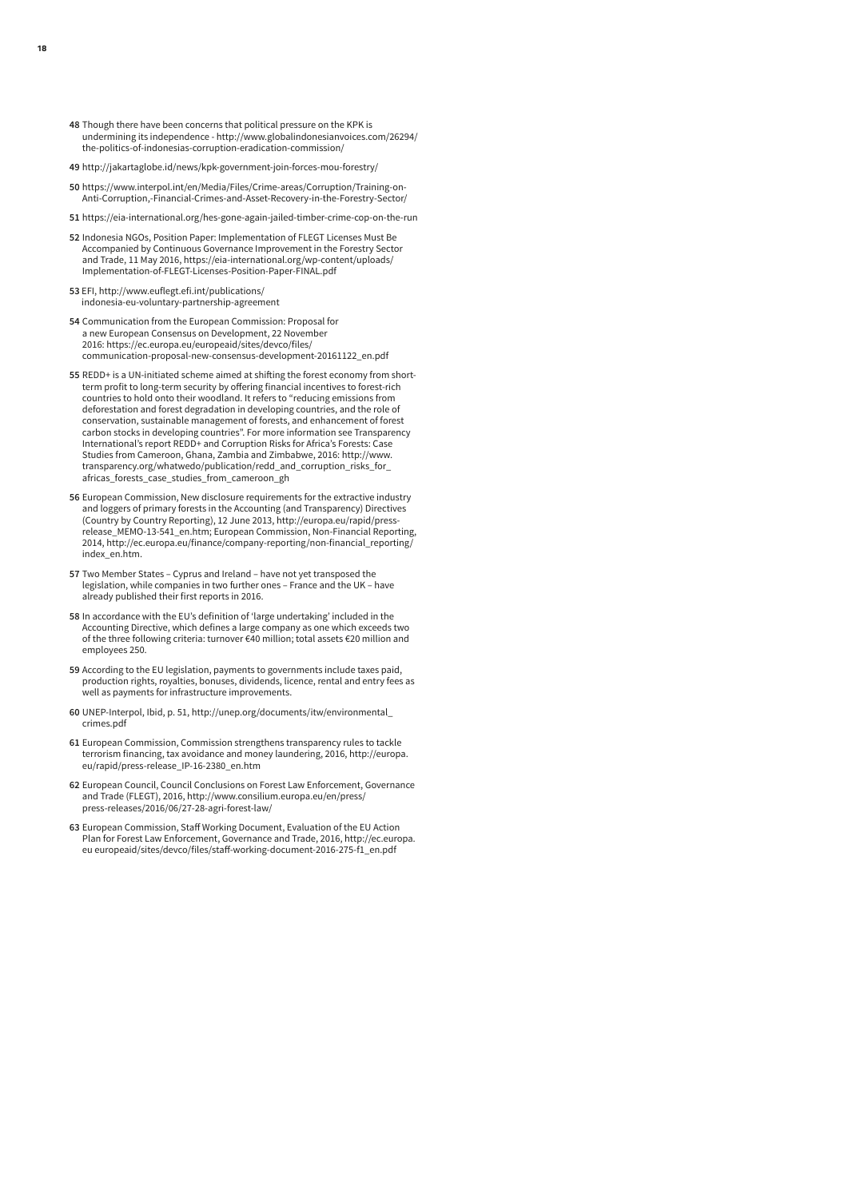**48** Though there have been concerns that political pressure on the KPK is undermining its independence - http://www.globalindonesianvoices.com/26294/the-politics-of-indonesias-corruption-eradication-commission/

**49** http://jakartaglobe.id/news/kpk-government-join-forces-mou-forestry/

**50** https://www.interpol.int/en/Media/Files/Crime-areas/Corruption/Training-on-Anti-Corruption,-Financial-Crimes-and-Asset-Recovery-in-the-Forestry-Sector/

**51** https://eia-international.org/hes-gone-again-jailed-timber-crime-cop-on-the-run

**52** Indonesia NGOs, Position Paper: Implementation of FLEGT Licenses Must Be Accompanied by Continuous Governance Improvement in the Forestry Sector and Trade, 11 May 2016, https://eia-international.org/wp-content/uploads/Implementation-of-FLEGT-Licenses-Position-Paper-FINAL.pdf

**53** EFI, http://www.euflegt.efi.int/publications/indonesia-eu-voluntary-partnership-agreement

**54** Communication from the European Commission: Proposal for a new European Consensus on Development, 22 November 2016: https://ec.europa.eu/europeaid/sites/devco/files/communication-proposal-new-consensus-development-20161122_en.pdf

**55** REDD+ is a UN-initiated scheme aimed at shifting the forest economy from short-term profit to long-term security by offering financial incentives to forest-rich countries to hold onto their woodland. It refers to "reducing emissions from deforestation and forest degradation in developing countries, and the role of conservation, sustainable management of forests, and enhancement of forest carbon stocks in developing countries". For more information see Transparency International's report REDD+ and Corruption Risks for Africa's Forests: Case Studies from Cameroon, Ghana, Zambia and Zimbabwe, 2016: http://www.transparency.org/whatwedo/publication/redd_and_corruption_risks_for_africas_forests_case_studies_from_cameroon_gh

**56** European Commission, New disclosure requirements for the extractive industry and loggers of primary forests in the Accounting (and Transparency) Directives (Country by Country Reporting), 12 June 2013, http://europa.eu/rapid/press-release_MEMO-13-541_en.htm; European Commission, Non-Financial Reporting, 2014, http://ec.europa.eu/finance/company-reporting/non-financial_reporting/index_en.htm.

**57** Two Member States – Cyprus and Ireland – have not yet transposed the legislation, while companies in two further ones – France and the UK – have already published their first reports in 2016.

**58** In accordance with the EU's definition of 'large undertaking' included in the Accounting Directive, which defines a large company as one which exceeds two of the three following criteria: turnover €40 million; total assets €20 million and employees 250.

**59** According to the EU legislation, payments to governments include taxes paid, production rights, royalties, bonuses, dividends, licence, rental and entry fees as well as payments for infrastructure improvements.

**60** UNEP-Interpol, Ibid, p. 51, http://unep.org/documents/itw/environmental_crimes.pdf

**61** European Commission, Commission strengthens transparency rules to tackle terrorism financing, tax avoidance and money laundering, 2016, http://europa.eu/rapid/press-release_IP-16-2380_en.htm

**62** European Council, Council Conclusions on Forest Law Enforcement, Governance and Trade (FLEGT), 2016, http://www.consilium.europa.eu/en/press/press-releases/2016/06/27-28-agri-forest-law/

**63** European Commission, Staff Working Document, Evaluation of the EU Action Plan for Forest Law Enforcement, Governance and Trade, 2016, http://ec.europa.eu europeaid/sites/devco/files/staff-working-document-2016-275-f1_en.pdf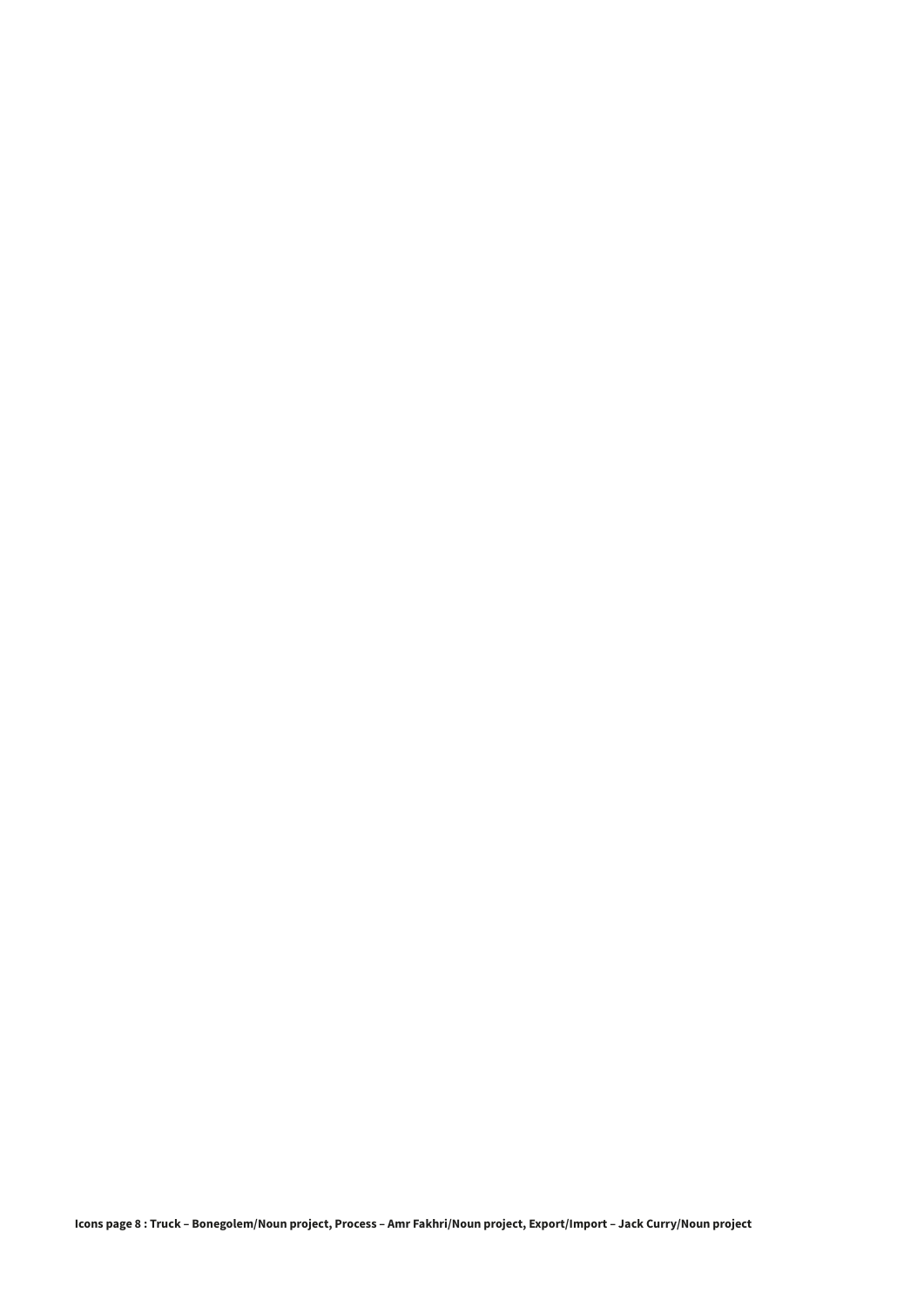**Icons page 8 : Truck – Bonegolem/Noun project, Process – Amr Fakhri/Noun project, Export/Import – Jack Curry/Noun project**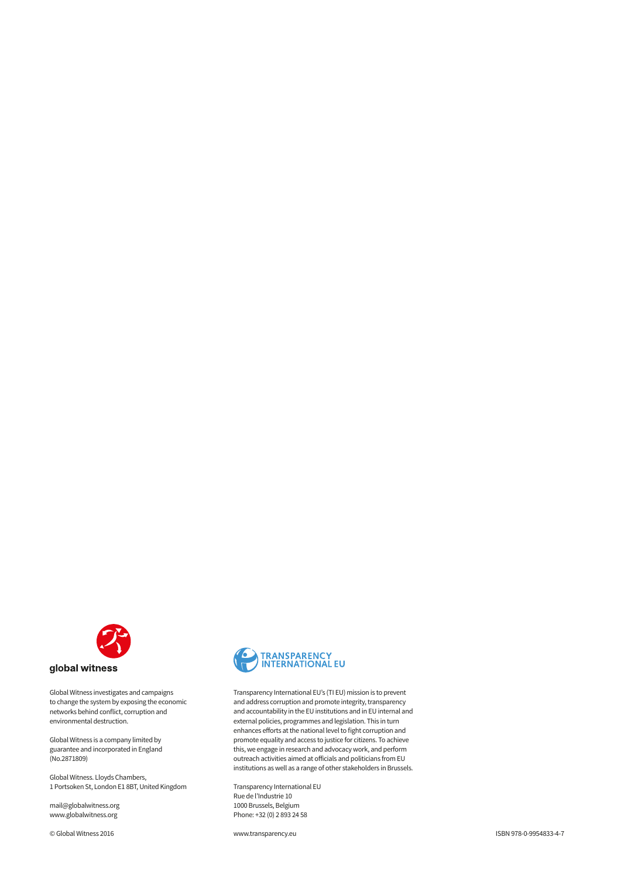**global witness**

Global Witness investigates and campaigns to change the system by exposing the economic networks behind conflict, corruption and environmental destruction.

Global Witness is a company limited by guarantee and incorporated in England (No.2871809)

Global Witness. Lloyds Chambers, 1 Portsoken St, London E1 8BT, United Kingdom

mail@globalwitness.org
www.globalwitness.org

© Global Witness 2016

**TRANSPARENCY INTERNATIONAL EU**

Transparency International EU's (TI EU) mission is to prevent and address corruption and promote integrity, transparency and accountability in the EU institutions and in EU internal and external policies, programmes and legislation. This in turn enhances efforts at the national level to fight corruption and promote equality and access to justice for citizens. To achieve this, we engage in research and advocacy work, and perform outreach activities aimed at officials and politicians from EU institutions as well as a range of other stakeholders in Brussels.

Transparency International EU
Rue de l'Industrie 10
1000 Brussels, Belgium
Phone: +32 (0) 2 893 24 58

www.transparency.eu

ISBN 978-0-9954833-4-7